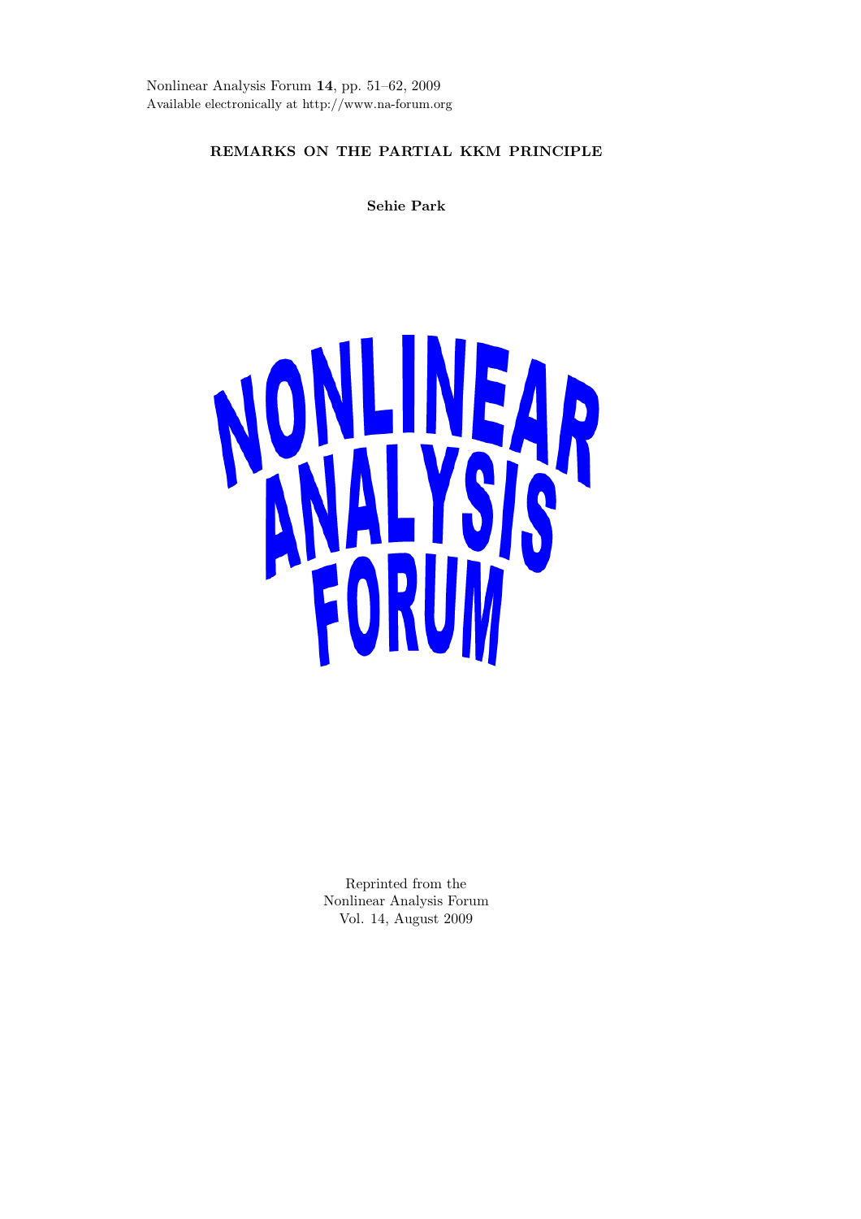Nonlinear Analysis Forum **14**, pp. 51–62, 2009
Available electronically at http://www.na-forum.org

# REMARKS ON THE PARTIAL KKM PRINCIPLE

**Sehie Park**

NONLINEAR ANALYSIS FORUM

Reprinted from the
Nonlinear Analysis Forum
Vol. 14, August 2009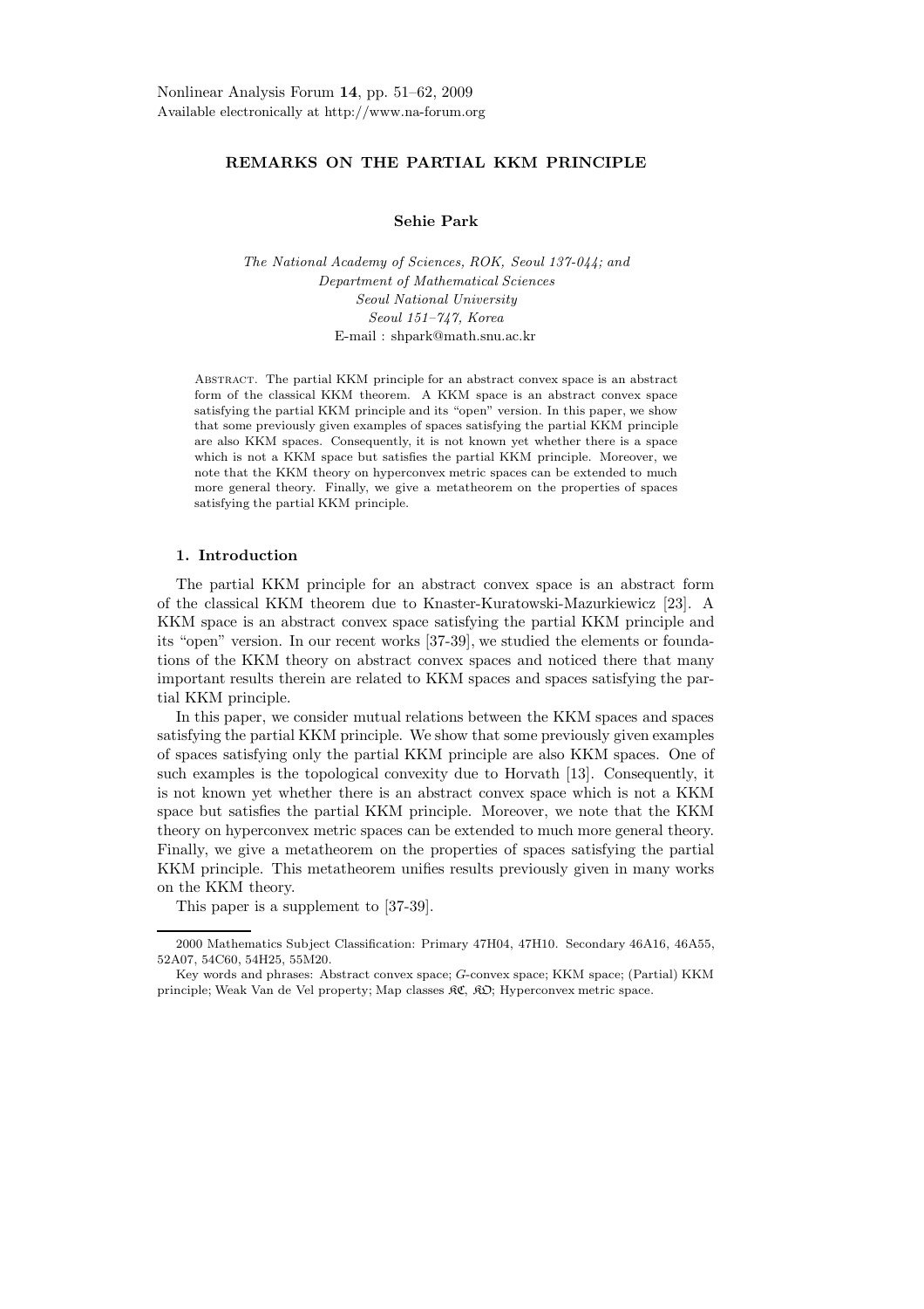# REMARKS ON THE PARTIAL KKM PRINCIPLE

**Sehie Park**

*The National Academy of Sciences, ROK, Seoul 137-044; and*
*Department of Mathematical Sciences*
*Seoul National University*
*Seoul 151–747, Korea*
E-mail : shpark@math.snu.ac.kr

Abstract. The partial KKM principle for an abstract convex space is an abstract form of the classical KKM theorem. A KKM space is an abstract convex space satisfying the partial KKM principle and its "open" version. In this paper, we show that some previously given examples of spaces satisfying the partial KKM principle are also KKM spaces. Consequently, it is not known yet whether there is a space which is not a KKM space but satisfies the partial KKM principle. Moreover, we note that the KKM theory on hyperconvex metric spaces can be extended to much more general theory. Finally, we give a metatheorem on the properties of spaces satisfying the partial KKM principle.

## 1. Introduction

The partial KKM principle for an abstract convex space is an abstract form of the classical KKM theorem due to Knaster-Kuratowski-Mazurkiewicz [23]. A KKM space is an abstract convex space satisfying the partial KKM principle and its "open" version. In our recent works [37-39], we studied the elements or foundations of the KKM theory on abstract convex spaces and noticed there that many important results therein are related to KKM spaces and spaces satisfying the partial KKM principle.

In this paper, we consider mutual relations between the KKM spaces and spaces satisfying the partial KKM principle. We show that some previously given examples of spaces satisfying only the partial KKM principle are also KKM spaces. One of such examples is the topological convexity due to Horvath [13]. Consequently, it is not known yet whether there is an abstract convex space which is not a KKM space but satisfies the partial KKM principle. Moreover, we note that the KKM theory on hyperconvex metric spaces can be extended to much more general theory. Finally, we give a metatheorem on the properties of spaces satisfying the partial KKM principle. This metatheorem unifies results previously given in many works on the KKM theory.

This paper is a supplement to [37-39].

---

2000 Mathematics Subject Classification: Primary 47H04, 47H10. Secondary 46A16, 46A55, 52A07, 54C60, 54H25, 55M20.

Key words and phrases: Abstract convex space; $G$-convex space; KKM space; (Partial) KKM principle; Weak Van de Vel property; Map classes $\mathfrak{KC}$, $\mathfrak{KO}$; Hyperconvex metric space.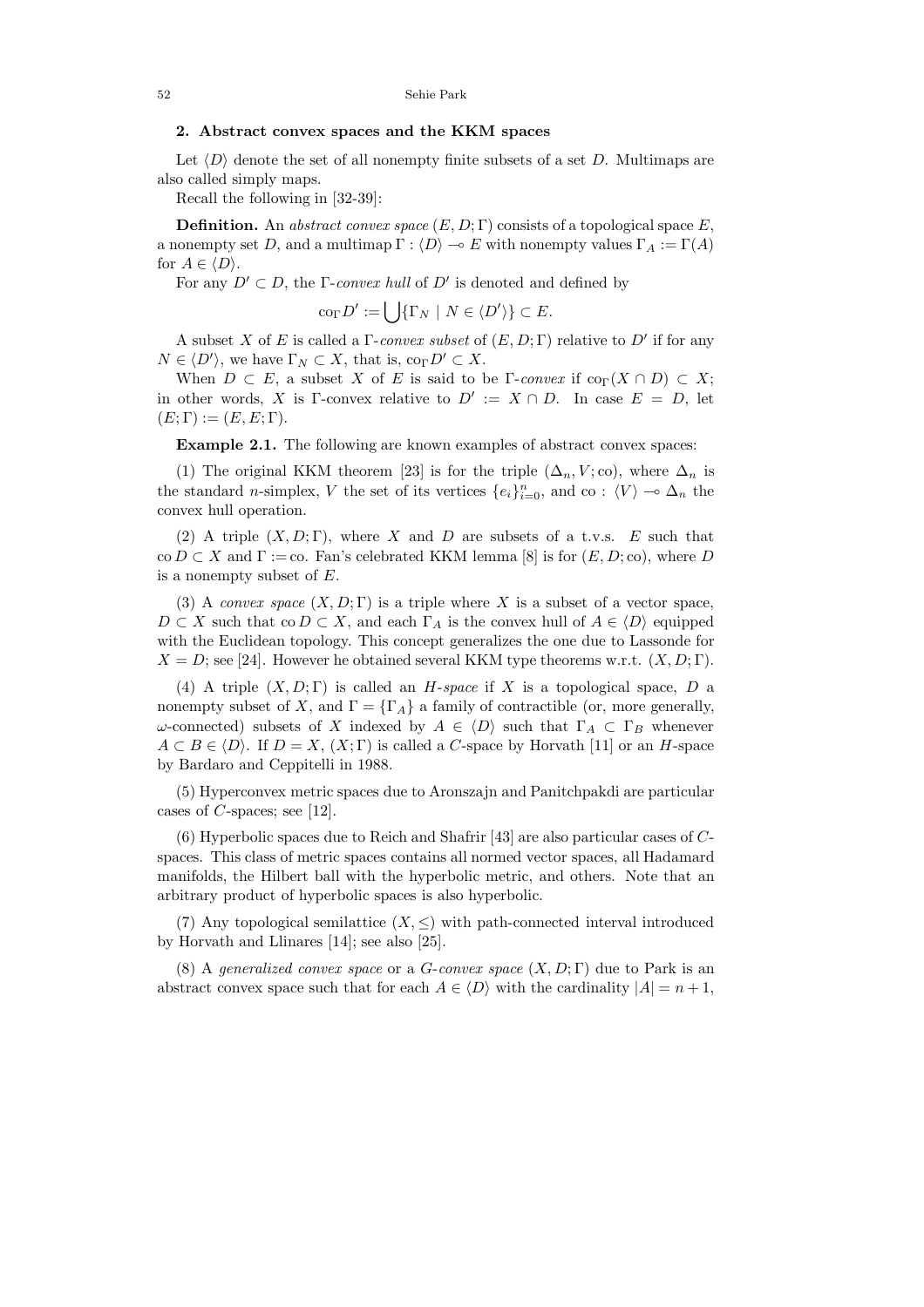## 2. Abstract convex spaces and the KKM spaces

Let $\langle D \rangle$ denote the set of all nonempty finite subsets of a set $D$. Multimaps are also called simply maps.

Recall the following in [32-39]:

**Definition.** An *abstract convex space* $(E, D; \Gamma)$ consists of a topological space $E$, a nonempty set $D$, and a multimap $\Gamma : \langle D \rangle \multimap E$ with nonempty values $\Gamma_A := \Gamma(A)$ for $A \in \langle D \rangle$.

For any $D' \subset D$, the $\Gamma$-*convex hull* of $D'$ is denoted and defined by

$$\mathrm{co}_\Gamma D' := \bigcup \{\Gamma_N \mid N \in \langle D' \rangle\} \subset E.$$

A subset $X$ of $E$ is called a $\Gamma$-*convex subset* of $(E, D; \Gamma)$ relative to $D'$ if for any $N \in \langle D' \rangle$, we have $\Gamma_N \subset X$, that is, $\mathrm{co}_\Gamma D' \subset X$.

When $D \subset E$, a subset $X$ of $E$ is said to be $\Gamma$-*convex* if $\mathrm{co}_\Gamma(X \cap D) \subset X$; in other words, $X$ is $\Gamma$-convex relative to $D' := X \cap D$. In case $E = D$, let $(E; \Gamma) := (E, E; \Gamma)$.

**Example 2.1.** The following are known examples of abstract convex spaces:

(1) The original KKM theorem [23] is for the triple $(\Delta_n, V; \mathrm{co})$, where $\Delta_n$ is the standard $n$-simplex, $V$ the set of its vertices $\{e_i\}_{i=0}^n$, and $\mathrm{co} : \langle V \rangle \multimap \Delta_n$ the convex hull operation.

(2) A triple $(X, D; \Gamma)$, where $X$ and $D$ are subsets of a t.v.s. $E$ such that $\mathrm{co}\, D \subset X$ and $\Gamma := \mathrm{co}$. Fan's celebrated KKM lemma [8] is for $(E, D; \mathrm{co})$, where $D$ is a nonempty subset of $E$.

(3) A *convex space* $(X, D; \Gamma)$ is a triple where $X$ is a subset of a vector space, $D \subset X$ such that $\mathrm{co}\, D \subset X$, and each $\Gamma_A$ is the convex hull of $A \in \langle D \rangle$ equipped with the Euclidean topology. This concept generalizes the one due to Lassonde for $X = D$; see [24]. However he obtained several KKM type theorems w.r.t. $(X, D; \Gamma)$.

(4) A triple $(X, D; \Gamma)$ is called an *H-space* if $X$ is a topological space, $D$ a nonempty subset of $X$, and $\Gamma = \{\Gamma_A\}$ a family of contractible (or, more generally, $\omega$-connected) subsets of $X$ indexed by $A \in \langle D \rangle$ such that $\Gamma_A \subset \Gamma_B$ whenever $A \subset B \in \langle D \rangle$. If $D = X$, $(X; \Gamma)$ is called a $C$-space by Horvath [11] or an $H$-space by Bardaro and Ceppitelli in 1988.

(5) Hyperconvex metric spaces due to Aronszajn and Panitchpakdi are particular cases of $C$-spaces; see [12].

(6) Hyperbolic spaces due to Reich and Shafrir [43] are also particular cases of $C$-spaces. This class of metric spaces contains all normed vector spaces, all Hadamard manifolds, the Hilbert ball with the hyperbolic metric, and others. Note that an arbitrary product of hyperbolic spaces is also hyperbolic.

(7) Any topological semilattice $(X, \leq)$ with path-connected interval introduced by Horvath and Llinares [14]; see also [25].

(8) A *generalized convex space* or a *G-convex space* $(X, D; \Gamma)$ due to Park is an abstract convex space such that for each $A \in \langle D \rangle$ with the cardinality $|A| = n + 1$,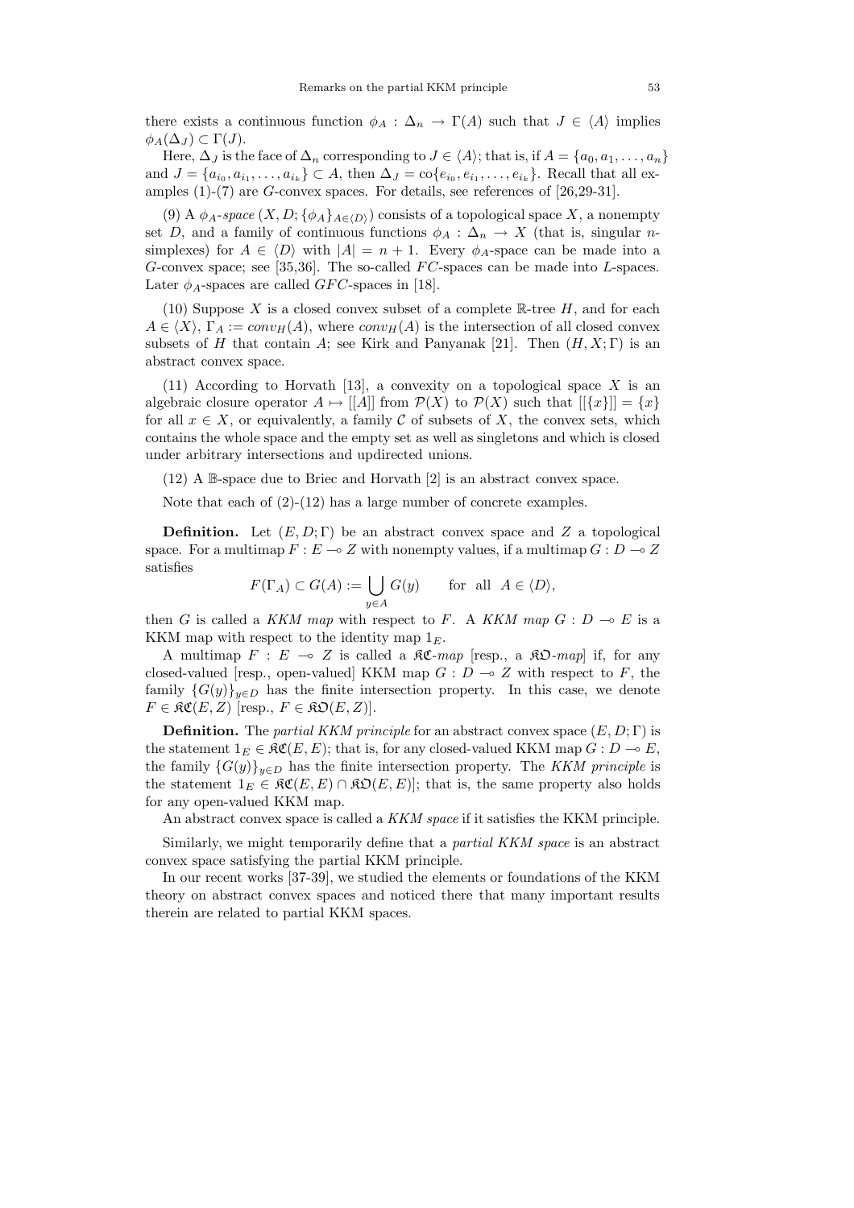there exists a continuous function $\phi_A : \Delta_n \to \Gamma(A)$ such that $J \in \langle A \rangle$ implies $\phi_A(\Delta_J) \subset \Gamma(J)$.

Here, $\Delta_J$ is the face of $\Delta_n$ corresponding to $J \in \langle A \rangle$; that is, if $A = \{a_0, a_1, \dots, a_n\}$ and $J = \{a_{i_0}, a_{i_1}, \dots, a_{i_k}\} \subset A$, then $\Delta_J = \mathrm{co}\{e_{i_0}, e_{i_1}, \dots, e_{i_k}\}$. Recall that all examples (1)-(7) are $G$-convex spaces. For details, see references of [26,29-31].

(9) A *$\phi_A$-space* $(X, D; \{\phi_A\}_{A \in \langle D \rangle})$ consists of a topological space $X$, a nonempty set $D$, and a family of continuous functions $\phi_A : \Delta_n \to X$ (that is, singular $n$-simplexes) for $A \in \langle D \rangle$ with $|A| = n + 1$. Every $\phi_A$-space can be made into a $G$-convex space; see [35,36]. The so-called $FC$-spaces can be made into $L$-spaces. Later $\phi_A$-spaces are called $GFC$-spaces in [18].

(10) Suppose $X$ is a closed convex subset of a complete $\mathbb{R}$-tree $H$, and for each $A \in \langle X \rangle$, $\Gamma_A := conv_H(A)$, where $conv_H(A)$ is the intersection of all closed convex subsets of $H$ that contain $A$; see Kirk and Panyanak [21]. Then $(H, X; \Gamma)$ is an abstract convex space.

(11) According to Horvath [13], a convexity on a topological space $X$ is an algebraic closure operator $A \mapsto [[A]]$ from $\mathcal{P}(X)$ to $\mathcal{P}(X)$ such that $[[\{x\}]] = \{x\}$ for all $x \in X$, or equivalently, a family $\mathcal{C}$ of subsets of $X$, the convex sets, which contains the whole space and the empty set as well as singletons and which is closed under arbitrary intersections and updirected unions.

(12) A $\mathbb{B}$-space due to Briec and Horvath [2] is an abstract convex space.

Note that each of (2)-(12) has a large number of concrete examples.

**Definition.** Let $(E, D; \Gamma)$ be an abstract convex space and $Z$ a topological space. For a multimap $F : E \multimap Z$ with nonempty values, if a multimap $G : D \multimap Z$ satisfies

$$F(\Gamma_A) \subset G(A) := \bigcup_{y \in A} G(y) \qquad \text{for all} \quad A \in \langle D \rangle,$$

then $G$ is called a *KKM map* with respect to $F$. A *KKM map* $G : D \multimap E$ is a KKM map with respect to the identity map $1_E$.

A multimap $F : E \multimap Z$ is called a *$\mathfrak{KC}$-map* [resp., a *$\mathfrak{KO}$-map*] if, for any closed-valued [resp., open-valued] KKM map $G : D \multimap Z$ with respect to $F$, the family $\{G(y)\}_{y \in D}$ has the finite intersection property. In this case, we denote $F \in \mathfrak{KC}(E, Z)$ [resp., $F \in \mathfrak{KO}(E, Z)$].

**Definition.** The *partial KKM principle* for an abstract convex space $(E, D; \Gamma)$ is the statement $1_E \in \mathfrak{KC}(E, E)$; that is, for any closed-valued KKM map $G : D \multimap E$, the family $\{G(y)\}_{y \in D}$ has the finite intersection property. The *KKM principle* is the statement $1_E \in \mathfrak{KC}(E, E) \cap \mathfrak{KO}(E, E)$]; that is, the same property also holds for any open-valued KKM map.

An abstract convex space is called a *KKM space* if it satisfies the KKM principle.

Similarly, we might temporarily define that a *partial KKM space* is an abstract convex space satisfying the partial KKM principle.

In our recent works [37-39], we studied the elements or foundations of the KKM theory on abstract convex spaces and noticed there that many important results therein are related to partial KKM spaces.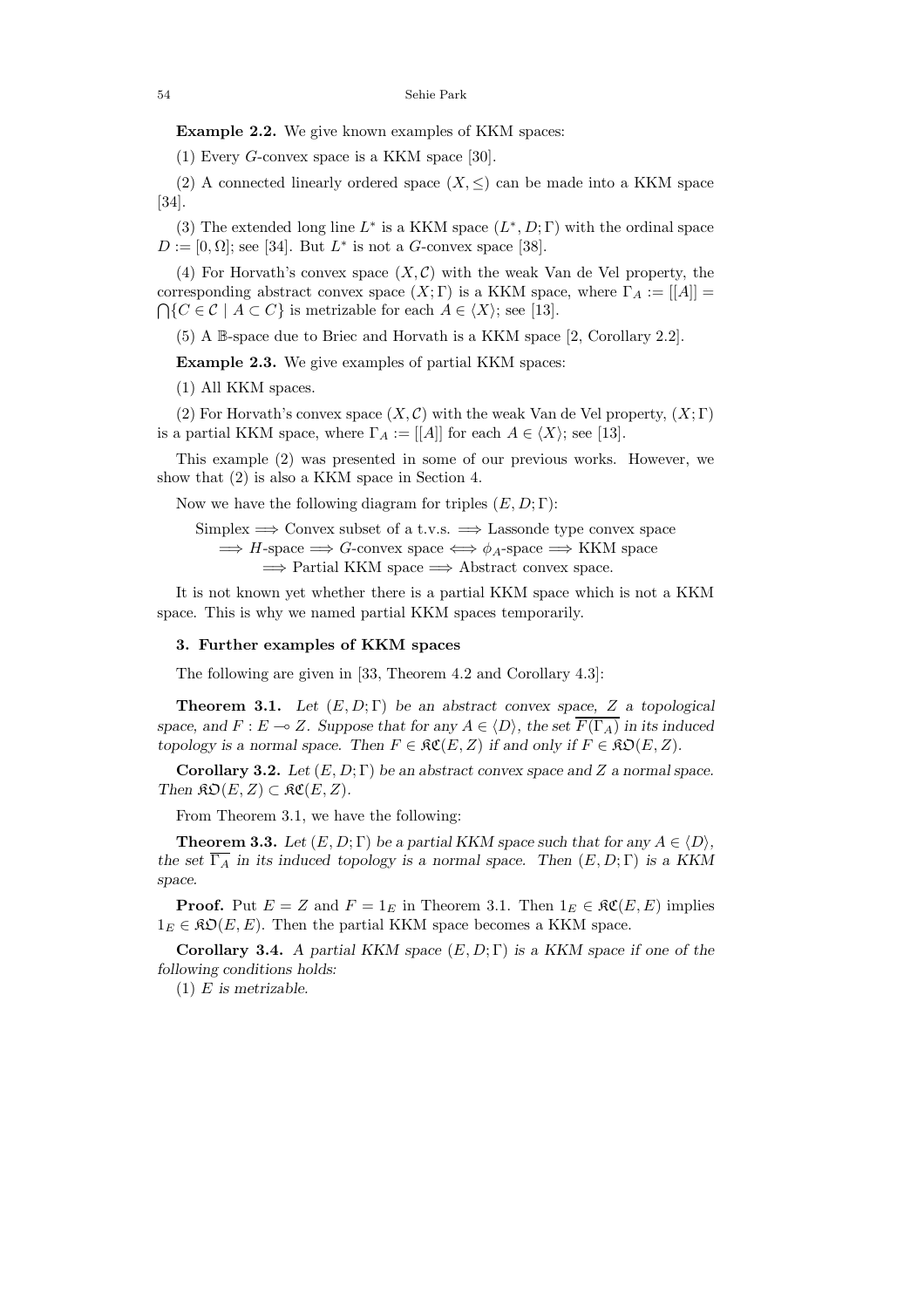**Example 2.2.** We give known examples of KKM spaces:

(1) Every $G$-convex space is a KKM space [30].

(2) A connected linearly ordered space $(X, \leq)$ can be made into a KKM space [34].

(3) The extended long line $L^*$ is a KKM space $(L^*, D; \Gamma)$ with the ordinal space $D := [0, \Omega]$; see [34]. But $L^*$ is not a $G$-convex space [38].

(4) For Horvath's convex space $(X, \mathcal{C})$ with the weak Van de Vel property, the corresponding abstract convex space $(X; \Gamma)$ is a KKM space, where $\Gamma_A := [[A]] = \bigcap\{C \in \mathcal{C} \mid A \subset C\}$ is metrizable for each $A \in \langle X \rangle$; see [13].

(5) A $\mathbb{B}$-space due to Briec and Horvath is a KKM space [2, Corollary 2.2].

**Example 2.3.** We give examples of partial KKM spaces:

(1) All KKM spaces.

(2) For Horvath's convex space $(X, \mathcal{C})$ with the weak Van de Vel property, $(X; \Gamma)$ is a partial KKM space, where $\Gamma_A := [[A]]$ for each $A \in \langle X \rangle$; see [13].

This example (2) was presented in some of our previous works. However, we show that (2) is also a KKM space in Section 4.

Now we have the following diagram for triples $(E, D; \Gamma)$:

$$\begin{aligned}
&\text{Simplex} \Longrightarrow \text{Convex subset of a t.v.s.} \Longrightarrow \text{Lassonde type convex space} \\
&\Longrightarrow H\text{-space} \Longrightarrow G\text{-convex space} \Longleftrightarrow \phi_A\text{-space} \Longrightarrow \text{KKM space} \\
&\Longrightarrow \text{Partial KKM space} \Longrightarrow \text{Abstract convex space.}
\end{aligned}$$

It is not known yet whether there is a partial KKM space which is not a KKM space. This is why we named partial KKM spaces temporarily.

## 3. Further examples of KKM spaces

The following are given in [33, Theorem 4.2 and Corollary 4.3]:

**Theorem 3.1.** *Let $(E, D; \Gamma)$ be an abstract convex space, $Z$ a topological space, and $F : E \multimap Z$. Suppose that for any $A \in \langle D \rangle$, the set $\overline{F(\Gamma_A)}$ in its induced topology is a normal space. Then $F \in \mathfrak{KC}(E, Z)$ if and only if $F \in \mathfrak{KO}(E, Z)$.*

**Corollary 3.2.** *Let $(E, D; \Gamma)$ be an abstract convex space and $Z$ a normal space. Then $\mathfrak{KO}(E, Z) \subset \mathfrak{KC}(E, Z)$.*

From Theorem 3.1, we have the following:

**Theorem 3.3.** *Let $(E, D; \Gamma)$ be a partial KKM space such that for any $A \in \langle D \rangle$, the set $\overline{\Gamma_A}$ in its induced topology is a normal space. Then $(E, D; \Gamma)$ is a KKM space.*

**Proof.** Put $E = Z$ and $F = 1_E$ in Theorem 3.1. Then $1_E \in \mathfrak{KC}(E, E)$ implies $1_E \in \mathfrak{KO}(E, E)$. Then the partial KKM space becomes a KKM space.

**Corollary 3.4.** *A partial KKM space $(E, D; \Gamma)$ is a KKM space if one of the following conditions holds:*

(1) *$E$ is metrizable.*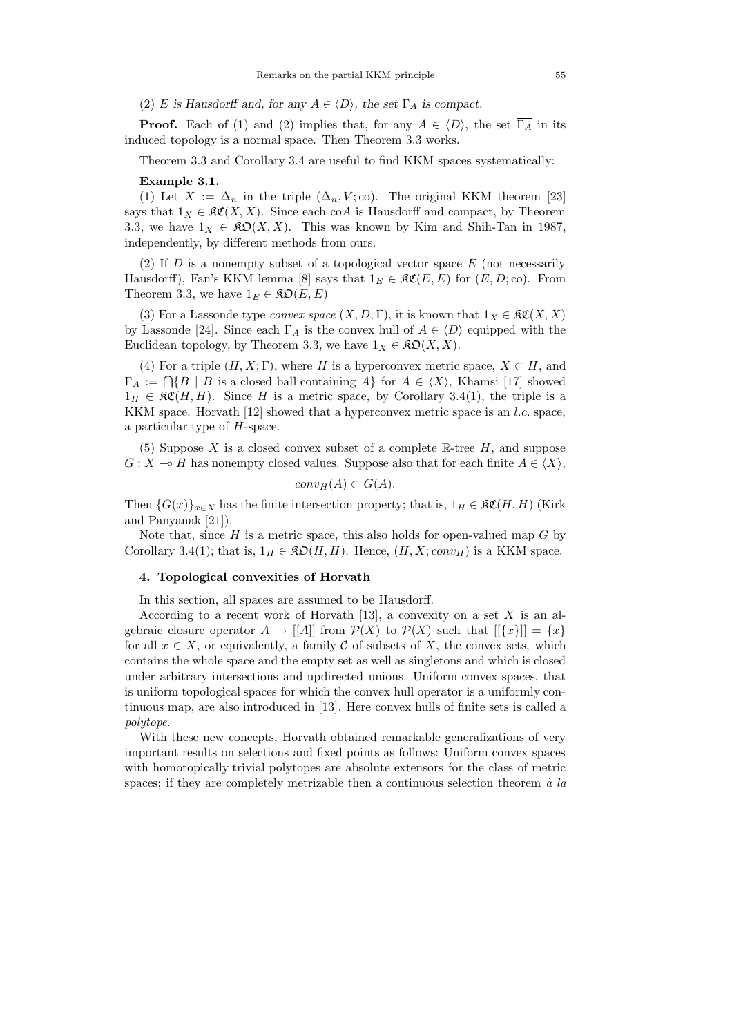(2) *$E$ is Hausdorff and, for any $A \in \langle D \rangle$, the set $\Gamma_A$ is compact.*

**Proof.** Each of (1) and (2) implies that, for any $A \in \langle D \rangle$, the set $\overline{\Gamma_A}$ in its induced topology is a normal space. Then Theorem 3.3 works.

Theorem 3.3 and Corollary 3.4 are useful to find KKM spaces systematically:

**Example 3.1.**

(1) Let $X := \Delta_n$ in the triple $(\Delta_n, V; \mathrm{co})$. The original KKM theorem [23] says that $1_X \in \mathfrak{KC}(X, X)$. Since each co$A$ is Hausdorff and compact, by Theorem 3.3, we have $1_X \in \mathfrak{KO}(X, X)$. This was known by Kim and Shih-Tan in 1987, independently, by different methods from ours.

(2) If $D$ is a nonempty subset of a topological vector space $E$ (not necessarily Hausdorff), Fan's KKM lemma [8] says that $1_E \in \mathfrak{KC}(E, E)$ for $(E, D; \mathrm{co})$. From Theorem 3.3, we have $1_E \in \mathfrak{KO}(E, E)$

(3) For a Lassonde type *convex space* $(X, D; \Gamma)$, it is known that $1_X \in \mathfrak{KC}(X, X)$ by Lassonde [24]. Since each $\Gamma_A$ is the convex hull of $A \in \langle D \rangle$ equipped with the Euclidean topology, by Theorem 3.3, we have $1_X \in \mathfrak{KO}(X, X)$.

(4) For a triple $(H, X; \Gamma)$, where $H$ is a hyperconvex metric space, $X \subset H$, and $\Gamma_A := \bigcap \{B \mid B \text{ is a closed ball containing } A\}$ for $A \in \langle X \rangle$, Khamsi [17] showed $1_H \in \mathfrak{KC}(H, H)$. Since $H$ is a metric space, by Corollary 3.4(1), the triple is a KKM space. Horvath [12] showed that a hyperconvex metric space is an *l.c.* space, a particular type of $H$-space.

(5) Suppose $X$ is a closed convex subset of a complete $\mathbb{R}$-tree $H$, and suppose $G : X \multimap H$ has nonempty closed values. Suppose also that for each finite $A \in \langle X \rangle$,

$$conv_H(A) \subset G(A).$$

Then $\{G(x)\}_{x \in X}$ has the finite intersection property; that is, $1_H \in \mathfrak{KC}(H, H)$ (Kirk and Panyanak [21]).

Note that, since $H$ is a metric space, this also holds for open-valued map $G$ by Corollary 3.4(1); that is, $1_H \in \mathfrak{KO}(H, H)$. Hence, $(H, X; conv_H)$ is a KKM space.

## 4. Topological convexities of Horvath

In this section, all spaces are assumed to be Hausdorff.

According to a recent work of Horvath [13], a convexity on a set $X$ is an algebraic closure operator $A \mapsto [[A]]$ from $\mathcal{P}(X)$ to $\mathcal{P}(X)$ such that $[[\{x\}]] = \{x\}$ for all $x \in X$, or equivalently, a family $\mathcal{C}$ of subsets of $X$, the convex sets, which contains the whole space and the empty set as well as singletons and which is closed under arbitrary intersections and updirected unions. Uniform convex spaces, that is uniform topological spaces for which the convex hull operator is a uniformly continuous map, are also introduced in [13]. Here convex hulls of finite sets is called a *polytope*.

With these new concepts, Horvath obtained remarkable generalizations of very important results on selections and fixed points as follows: Uniform convex spaces with homotopically trivial polytopes are absolute extensors for the class of metric spaces; if they are completely metrizable then a continuous selection theorem *à la*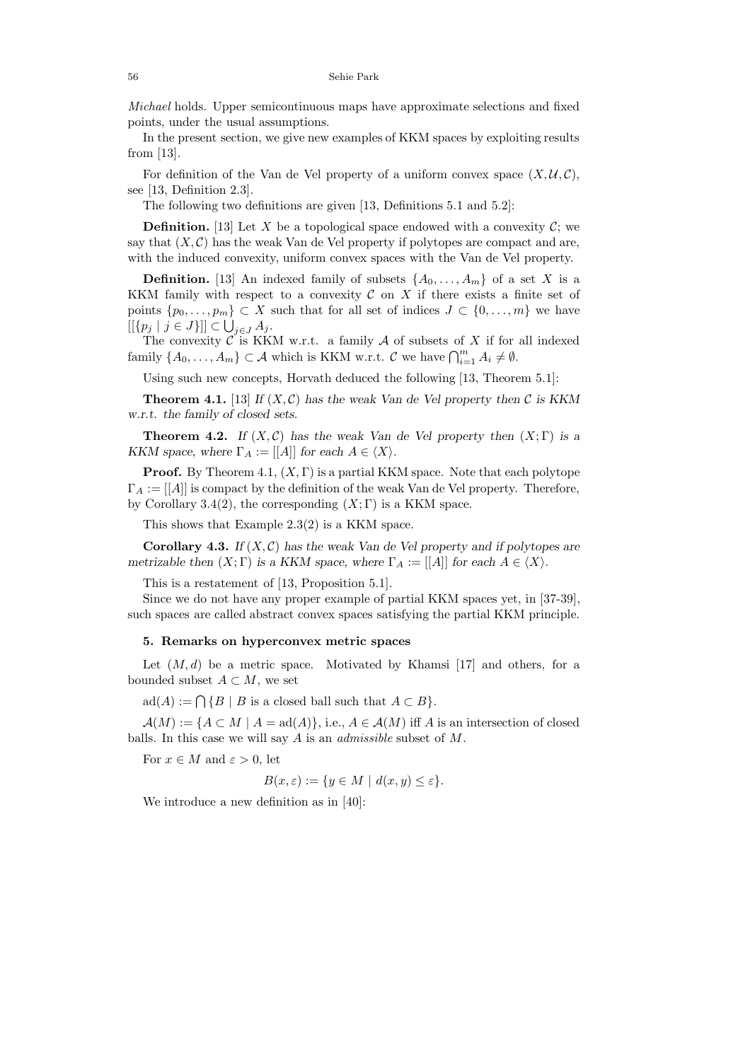*Michael* holds. Upper semicontinuous maps have approximate selections and fixed points, under the usual assumptions.

In the present section, we give new examples of KKM spaces by exploiting results from [13].

For definition of the Van de Vel property of a uniform convex space $(X, \mathcal{U}, \mathcal{C})$, see [13, Definition 2.3].

The following two definitions are given [13, Definitions 5.1 and 5.2]:

**Definition.** [13] Let $X$ be a topological space endowed with a convexity $\mathcal{C}$; we say that $(X, \mathcal{C})$ has the weak Van de Vel property if polytopes are compact and are, with the induced convexity, uniform convex spaces with the Van de Vel property.

**Definition.** [13] An indexed family of subsets $\{A_0, \ldots, A_m\}$ of a set $X$ is a KKM family with respect to a convexity $\mathcal{C}$ on $X$ if there exists a finite set of points $\{p_0, \ldots, p_m\} \subset X$ such that for all set of indices $J \subset \{0, \ldots, m\}$ we have $[[\{p_j \mid j \in J\}]] \subset \bigcup_{j \in J} A_j$.

The convexity $\mathcal{C}$ is KKM w.r.t. a family $\mathcal{A}$ of subsets of $X$ if for all indexed family $\{A_0, \ldots, A_m\} \subset \mathcal{A}$ which is KKM w.r.t. $\mathcal{C}$ we have $\bigcap_{i=1}^{m} A_i \neq \emptyset$.

Using such new concepts, Horvath deduced the following [13, Theorem 5.1]:

**Theorem 4.1.** [13] *If $(X, \mathcal{C})$ has the weak Van de Vel property then $\mathcal{C}$ is KKM w.r.t. the family of closed sets.*

**Theorem 4.2.** *If $(X, \mathcal{C})$ has the weak Van de Vel property then $(X; \Gamma)$ is a KKM space, where $\Gamma_A := [[A]]$ for each $A \in \langle X \rangle$.*

**Proof.** By Theorem 4.1, $(X, \Gamma)$ is a partial KKM space. Note that each polytope $\Gamma_A := [[A]]$ is compact by the definition of the weak Van de Vel property. Therefore, by Corollary 3.4(2), the corresponding $(X; \Gamma)$ is a KKM space.

This shows that Example 2.3(2) is a KKM space.

**Corollary 4.3.** *If $(X, \mathcal{C})$ has the weak Van de Vel property and if polytopes are metrizable then $(X; \Gamma)$ is a KKM space, where $\Gamma_A := [[A]]$ for each $A \in \langle X \rangle$.*

This is a restatement of [13, Proposition 5.1].

Since we do not have any proper example of partial KKM spaces yet, in [37-39], such spaces are called abstract convex spaces satisfying the partial KKM principle.

## 5. Remarks on hyperconvex metric spaces

Let $(M, d)$ be a metric space. Motivated by Khamsi [17] and others, for a bounded subset $A \subset M$, we set

$\mathrm{ad}(A) := \bigcap \{B \mid B \text{ is a closed ball such that } A \subset B\}$.

$\mathcal{A}(M) := \{A \subset M \mid A = \mathrm{ad}(A)\}$, i.e., $A \in \mathcal{A}(M)$ iff $A$ is an intersection of closed balls. In this case we will say $A$ is an *admissible* subset of $M$.

For $x \in M$ and $\varepsilon > 0$, let

$$B(x, \varepsilon) := \{y \in M \mid d(x, y) \leq \varepsilon\}.$$

We introduce a new definition as in [40]: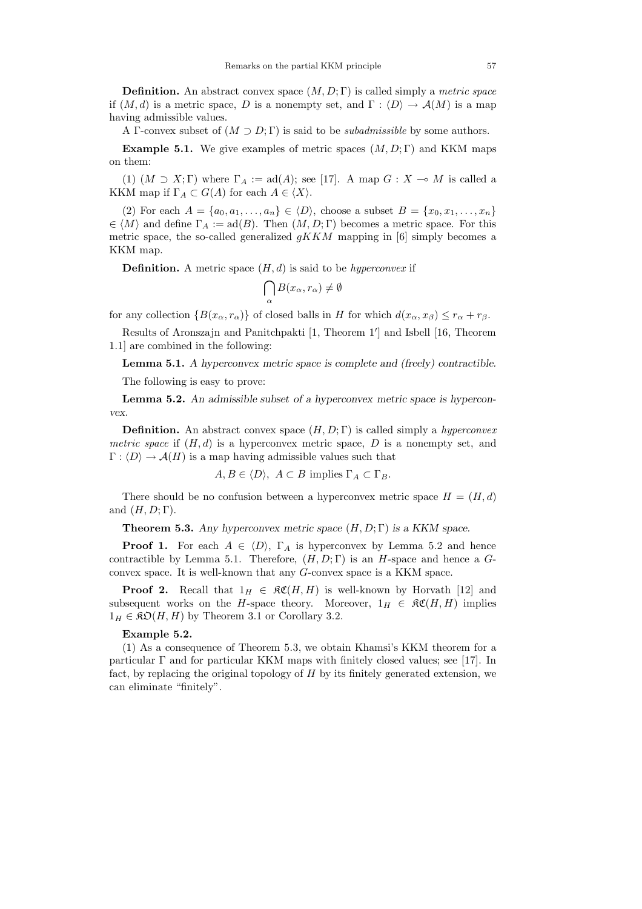**Definition.** An abstract convex space $(M, D; \Gamma)$ is called simply a *metric space* if $(M, d)$ is a metric space, $D$ is a nonempty set, and $\Gamma : \langle D \rangle \to \mathcal{A}(M)$ is a map having admissible values.

A $\Gamma$-convex subset of $(M \supset D; \Gamma)$ is said to be *subadmissible* by some authors.

**Example 5.1.** We give examples of metric spaces $(M, D; \Gamma)$ and KKM maps on them:

(1) $(M \supset X; \Gamma)$ where $\Gamma_A := \mathrm{ad}(A)$; see [17]. A map $G : X \multimap M$ is called a KKM map if $\Gamma_A \subset G(A)$ for each $A \in \langle X \rangle$.

(2) For each $A = \{a_0, a_1, \ldots, a_n\} \in \langle D \rangle$, choose a subset $B = \{x_0, x_1, \ldots, x_n\} \in \langle M \rangle$ and define $\Gamma_A := \mathrm{ad}(B)$. Then $(M, D; \Gamma)$ becomes a metric space. For this metric space, the so-called generalized $gKKM$ mapping in [6] simply becomes a KKM map.

**Definition.** A metric space $(H, d)$ is said to be *hyperconvex* if

$$\bigcap_{\alpha} B(x_\alpha, r_\alpha) \neq \emptyset$$

for any collection $\{B(x_\alpha, r_\alpha)\}$ of closed balls in $H$ for which $d(x_\alpha, x_\beta) \leq r_\alpha + r_\beta$.

Results of Aronszajn and Panitchpakti [1, Theorem 1′] and Isbell [16, Theorem 1.1] are combined in the following:

**Lemma 5.1.** *A hyperconvex metric space is complete and (freely) contractible.*

The following is easy to prove:

**Lemma 5.2.** *An admissible subset of a hyperconvex metric space is hyperconvex.*

**Definition.** An abstract convex space $(H, D; \Gamma)$ is called simply a *hyperconvex metric space* if $(H, d)$ is a hyperconvex metric space, $D$ is a nonempty set, and $\Gamma : \langle D \rangle \to \mathcal{A}(H)$ is a map having admissible values such that

$$A, B \in \langle D \rangle, \ A \subset B \text{ implies } \Gamma_A \subset \Gamma_B.$$

There should be no confusion between a hyperconvex metric space $H = (H, d)$ and $(H, D; \Gamma)$.

**Theorem 5.3.** *Any hyperconvex metric space $(H, D; \Gamma)$ is a KKM space.*

**Proof 1.** For each $A \in \langle D \rangle$, $\Gamma_A$ is hyperconvex by Lemma 5.2 and hence contractible by Lemma 5.1. Therefore, $(H, D; \Gamma)$ is an $H$-space and hence a $G$-convex space. It is well-known that any $G$-convex space is a KKM space.

**Proof 2.** Recall that $1_H \in \mathfrak{KC}(H, H)$ is well-known by Horvath [12] and subsequent works on the $H$-space theory. Moreover, $1_H \in \mathfrak{KC}(H, H)$ implies $1_H \in \mathfrak{KO}(H, H)$ by Theorem 3.1 or Corollary 3.2.

**Example 5.2.**

(1) As a consequence of Theorem 5.3, we obtain Khamsi's KKM theorem for a particular $\Gamma$ and for particular KKM maps with finitely closed values; see [17]. In fact, by replacing the original topology of $H$ by its finitely generated extension, we can eliminate "finitely".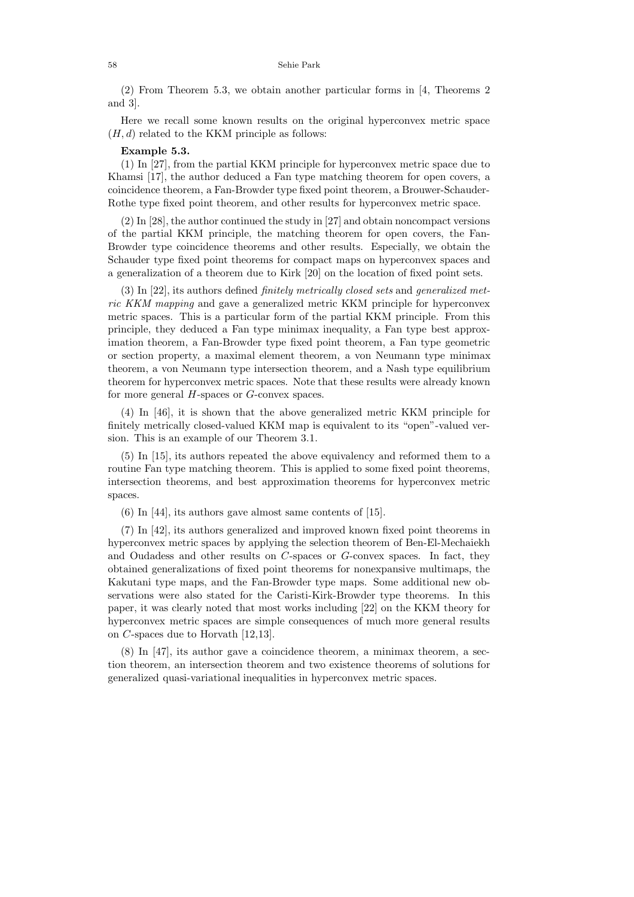(2) From Theorem 5.3, we obtain another particular forms in [4, Theorems 2 and 3].

Here we recall some known results on the original hyperconvex metric space $(H, d)$ related to the KKM principle as follows:

**Example 5.3.**

(1) In [27], from the partial KKM principle for hyperconvex metric space due to Khamsi [17], the author deduced a Fan type matching theorem for open covers, a coincidence theorem, a Fan-Browder type fixed point theorem, a Brouwer-Schauder-Rothe type fixed point theorem, and other results for hyperconvex metric space.

(2) In [28], the author continued the study in [27] and obtain noncompact versions of the partial KKM principle, the matching theorem for open covers, the Fan-Browder type coincidence theorems and other results. Especially, we obtain the Schauder type fixed point theorems for compact maps on hyperconvex spaces and a generalization of a theorem due to Kirk [20] on the location of fixed point sets.

(3) In [22], its authors defined *finitely metrically closed sets* and *generalized metric KKM mapping* and gave a generalized metric KKM principle for hyperconvex metric spaces. This is a particular form of the partial KKM principle. From this principle, they deduced a Fan type minimax inequality, a Fan type best approximation theorem, a Fan-Browder type fixed point theorem, a Fan type geometric or section property, a maximal element theorem, a von Neumann type minimax theorem, a von Neumann type intersection theorem, and a Nash type equilibrium theorem for hyperconvex metric spaces. Note that these results were already known for more general $H$-spaces or $G$-convex spaces.

(4) In [46], it is shown that the above generalized metric KKM principle for finitely metrically closed-valued KKM map is equivalent to its "open"-valued version. This is an example of our Theorem 3.1.

(5) In [15], its authors repeated the above equivalency and reformed them to a routine Fan type matching theorem. This is applied to some fixed point theorems, intersection theorems, and best approximation theorems for hyperconvex metric spaces.

(6) In [44], its authors gave almost same contents of [15].

(7) In [42], its authors generalized and improved known fixed point theorems in hyperconvex metric spaces by applying the selection theorem of Ben-El-Mechaiekh and Oudadess and other results on $C$-spaces or $G$-convex spaces. In fact, they obtained generalizations of fixed point theorems for nonexpansive multimaps, the Kakutani type maps, and the Fan-Browder type maps. Some additional new observations were also stated for the Caristi-Kirk-Browder type theorems. In this paper, it was clearly noted that most works including [22] on the KKM theory for hyperconvex metric spaces are simple consequences of much more general results on $C$-spaces due to Horvath [12,13].

(8) In [47], its author gave a coincidence theorem, a minimax theorem, a section theorem, an intersection theorem and two existence theorems of solutions for generalized quasi-variational inequalities in hyperconvex metric spaces.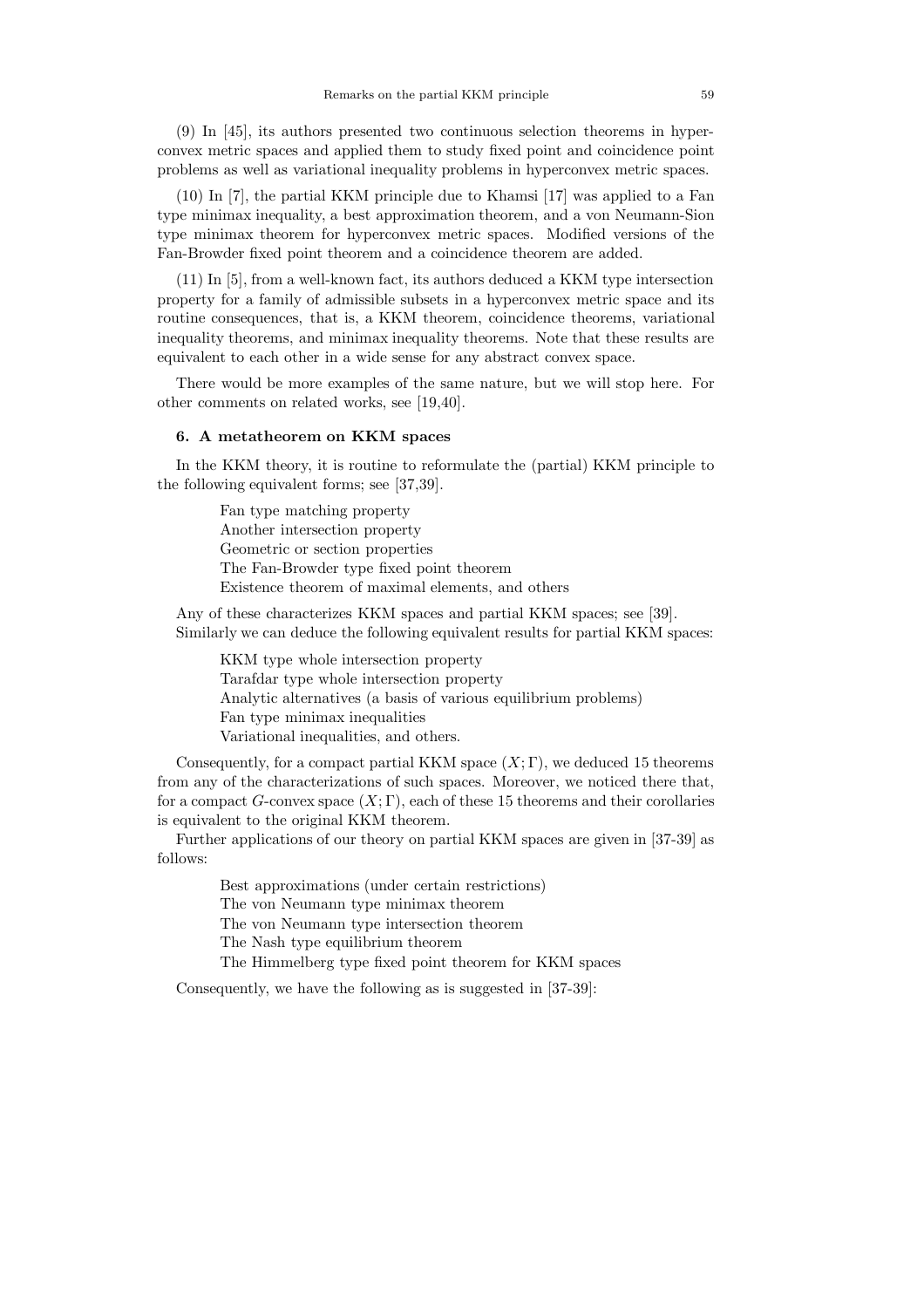(9) In [45], its authors presented two continuous selection theorems in hyperconvex metric spaces and applied them to study fixed point and coincidence point problems as well as variational inequality problems in hyperconvex metric spaces.

(10) In [7], the partial KKM principle due to Khamsi [17] was applied to a Fan type minimax inequality, a best approximation theorem, and a von Neumann-Sion type minimax theorem for hyperconvex metric spaces. Modified versions of the Fan-Browder fixed point theorem and a coincidence theorem are added.

(11) In [5], from a well-known fact, its authors deduced a KKM type intersection property for a family of admissible subsets in a hyperconvex metric space and its routine consequences, that is, a KKM theorem, coincidence theorems, variational inequality theorems, and minimax inequality theorems. Note that these results are equivalent to each other in a wide sense for any abstract convex space.

There would be more examples of the same nature, but we will stop here. For other comments on related works, see [19,40].

## 6. A metatheorem on KKM spaces

In the KKM theory, it is routine to reformulate the (partial) KKM principle to the following equivalent forms; see [37,39].

Fan type matching property
Another intersection property
Geometric or section properties
The Fan-Browder type fixed point theorem
Existence theorem of maximal elements, and others

Any of these characterizes KKM spaces and partial KKM spaces; see [39].

Similarly we can deduce the following equivalent results for partial KKM spaces:

KKM type whole intersection property
Tarafdar type whole intersection property
Analytic alternatives (a basis of various equilibrium problems)
Fan type minimax inequalities
Variational inequalities, and others.

Consequently, for a compact partial KKM space $(X; \Gamma)$, we deduced 15 theorems from any of the characterizations of such spaces. Moreover, we noticed there that, for a compact $G$-convex space $(X; \Gamma)$, each of these 15 theorems and their corollaries is equivalent to the original KKM theorem.

Further applications of our theory on partial KKM spaces are given in [37-39] as follows:

Best approximations (under certain restrictions)
The von Neumann type minimax theorem
The von Neumann type intersection theorem
The Nash type equilibrium theorem
The Himmelberg type fixed point theorem for KKM spaces

Consequently, we have the following as is suggested in [37-39]: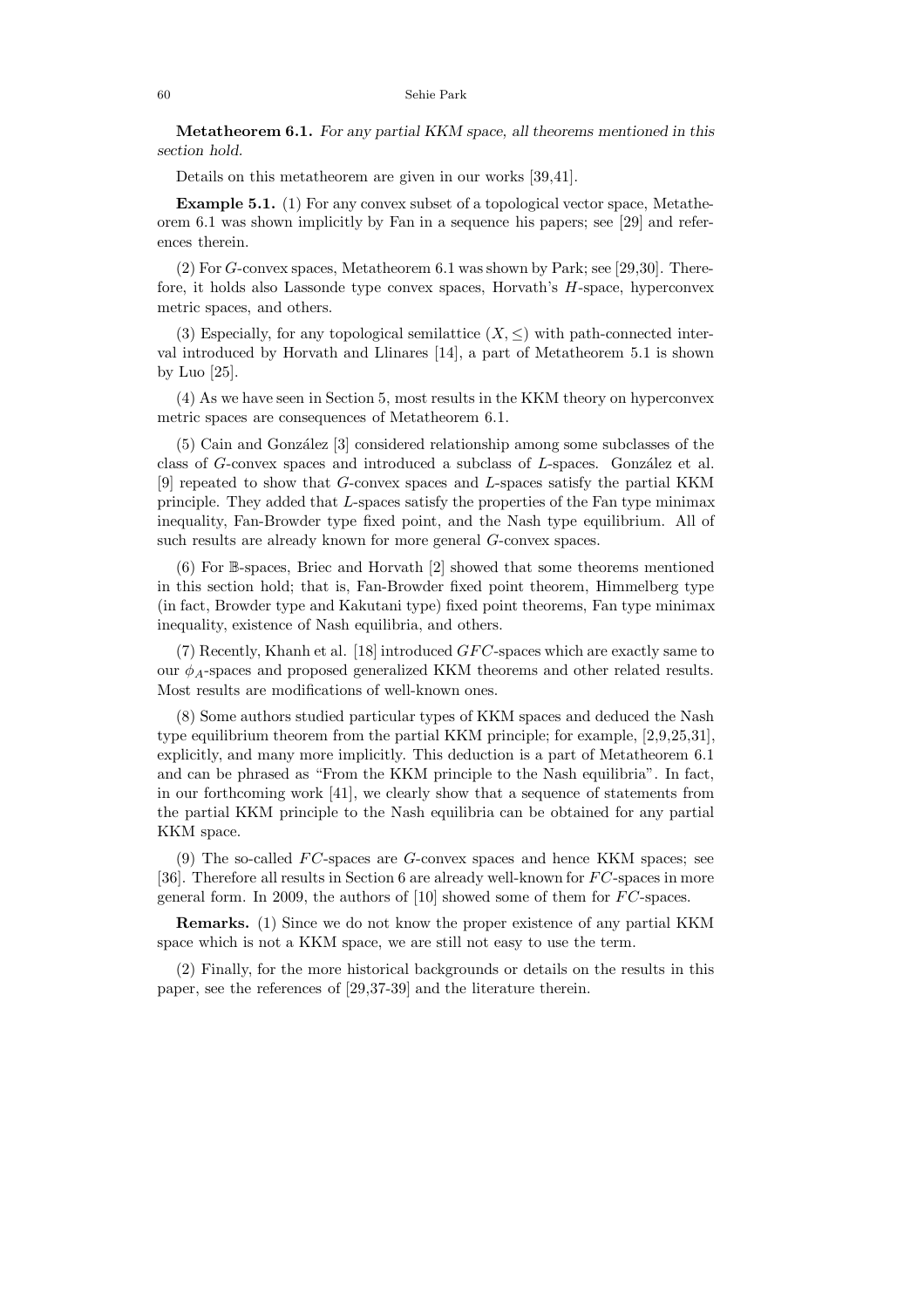**Metatheorem 6.1.** *For any partial KKM space, all theorems mentioned in this section hold.*

Details on this metatheorem are given in our works [39,41].

**Example 5.1.** (1) For any convex subset of a topological vector space, Metatheorem 6.1 was shown implicitly by Fan in a sequence his papers; see [29] and references therein.

(2) For $G$-convex spaces, Metatheorem 6.1 was shown by Park; see [29,30]. Therefore, it holds also Lassonde type convex spaces, Horvath's $H$-space, hyperconvex metric spaces, and others.

(3) Especially, for any topological semilattice $(X, \leq)$ with path-connected interval introduced by Horvath and Llinares [14], a part of Metatheorem 5.1 is shown by Luo [25].

(4) As we have seen in Section 5, most results in the KKM theory on hyperconvex metric spaces are consequences of Metatheorem 6.1.

(5) Cain and González [3] considered relationship among some subclasses of the class of $G$-convex spaces and introduced a subclass of $L$-spaces. González et al. [9] repeated to show that $G$-convex spaces and $L$-spaces satisfy the partial KKM principle. They added that $L$-spaces satisfy the properties of the Fan type minimax inequality, Fan-Browder type fixed point, and the Nash type equilibrium. All of such results are already known for more general $G$-convex spaces.

(6) For $\mathbb{B}$-spaces, Briec and Horvath [2] showed that some theorems mentioned in this section hold; that is, Fan-Browder fixed point theorem, Himmelberg type (in fact, Browder type and Kakutani type) fixed point theorems, Fan type minimax inequality, existence of Nash equilibria, and others.

(7) Recently, Khanh et al. [18] introduced $GFC$-spaces which are exactly same to our $\phi_A$-spaces and proposed generalized KKM theorems and other related results. Most results are modifications of well-known ones.

(8) Some authors studied particular types of KKM spaces and deduced the Nash type equilibrium theorem from the partial KKM principle; for example, [2,9,25,31], explicitly, and many more implicitly. This deduction is a part of Metatheorem 6.1 and can be phrased as "From the KKM principle to the Nash equilibria". In fact, in our forthcoming work [41], we clearly show that a sequence of statements from the partial KKM principle to the Nash equilibria can be obtained for any partial KKM space.

(9) The so-called $FC$-spaces are $G$-convex spaces and hence KKM spaces; see [36]. Therefore all results in Section 6 are already well-known for $FC$-spaces in more general form. In 2009, the authors of [10] showed some of them for $FC$-spaces.

**Remarks.** (1) Since we do not know the proper existence of any partial KKM space which is not a KKM space, we are still not easy to use the term.

(2) Finally, for the more historical backgrounds or details on the results in this paper, see the references of [29,37-39] and the literature therein.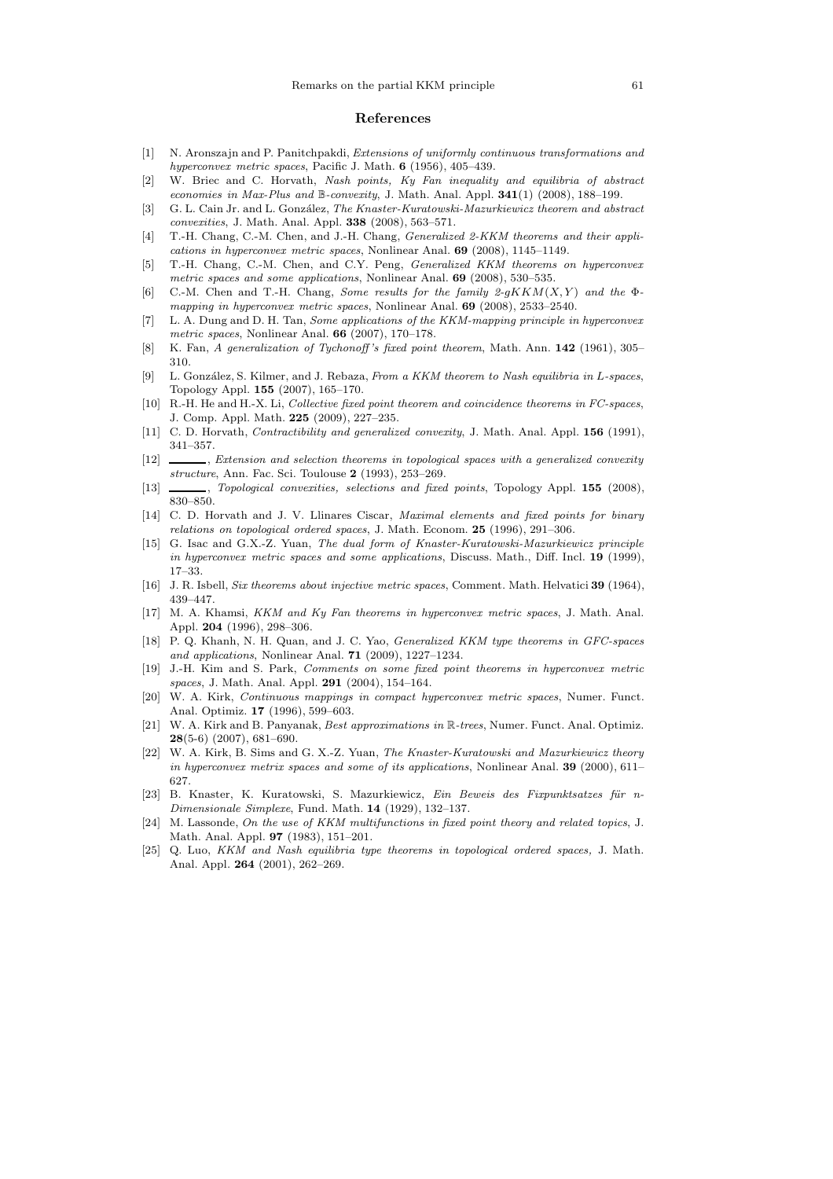## References

[1] N. Aronszajn and P. Panitchpakdi, *Extensions of uniformly continuous transformations and hyperconvex metric spaces*, Pacific J. Math. **6** (1956), 405–439.

[2] W. Briec and C. Horvath, *Nash points, Ky Fan inequality and equilibria of abstract economies in Max-Plus and $\mathbb{B}$-convexity*, J. Math. Anal. Appl. **341**(1) (2008), 188–199.

[3] G. L. Cain Jr. and L. González, *The Knaster-Kuratowski-Mazurkiewicz theorem and abstract convexities*, J. Math. Anal. Appl. **338** (2008), 563–571.

[4] T.-H. Chang, C.-M. Chen, and J.-H. Chang, *Generalized 2-KKM theorems and their applications in hyperconvex metric spaces*, Nonlinear Anal. **69** (2008), 1145–1149.

[5] T.-H. Chang, C.-M. Chen, and C.Y. Peng, *Generalized KKM theorems on hyperconvex metric spaces and some applications*, Nonlinear Anal. **69** (2008), 530–535.

[6] C.-M. Chen and T.-H. Chang, *Some results for the family 2-$gKKM(X,Y)$ and the $\Phi$-mapping in hyperconvex metric spaces*, Nonlinear Anal. **69** (2008), 2533–2540.

[7] L. A. Dung and D. H. Tan, *Some applications of the KKM-mapping principle in hyperconvex metric spaces*, Nonlinear Anal. **66** (2007), 170–178.

[8] K. Fan, *A generalization of Tychonoff's fixed point theorem*, Math. Ann. **142** (1961), 305–310.

[9] L. González, S. Kilmer, and J. Rebaza, *From a KKM theorem to Nash equilibria in L-spaces*, Topology Appl. **155** (2007), 165–170.

[10] R.-H. He and H.-X. Li, *Collective fixed point theorem and coincidence theorems in FC-spaces*, J. Comp. Appl. Math. **225** (2009), 227–235.

[11] C. D. Horvath, *Contractibility and generalized convexity*, J. Math. Anal. Appl. **156** (1991), 341–357.

[12] ______, *Extension and selection theorems in topological spaces with a generalized convexity structure*, Ann. Fac. Sci. Toulouse **2** (1993), 253–269.

[13] ______, *Topological convexities, selections and fixed points*, Topology Appl. **155** (2008), 830–850.

[14] C. D. Horvath and J. V. Llinares Ciscar, *Maximal elements and fixed points for binary relations on topological ordered spaces*, J. Math. Econom. **25** (1996), 291–306.

[15] G. Isac and G.X.-Z. Yuan, *The dual form of Knaster-Kuratowski-Mazurkiewicz principle in hyperconvex metric spaces and some applications*, Discuss. Math., Diff. Incl. **19** (1999), 17–33.

[16] J. R. Isbell, *Six theorems about injective metric spaces*, Comment. Math. Helvatici **39** (1964), 439–447.

[17] M. A. Khamsi, *KKM and Ky Fan theorems in hyperconvex metric spaces*, J. Math. Anal. Appl. **204** (1996), 298–306.

[18] P. Q. Khanh, N. H. Quan, and J. C. Yao, *Generalized KKM type theorems in GFC-spaces and applications*, Nonlinear Anal. **71** (2009), 1227–1234.

[19] J.-H. Kim and S. Park, *Comments on some fixed point theorems in hyperconvex metric spaces*, J. Math. Anal. Appl. **291** (2004), 154–164.

[20] W. A. Kirk, *Continuous mappings in compact hyperconvex metric spaces*, Numer. Funct. Anal. Optimiz. **17** (1996), 599–603.

[21] W. A. Kirk and B. Panyanak, *Best approximations in $\mathbb{R}$-trees*, Numer. Funct. Anal. Optimiz. **28**(5-6) (2007), 681–690.

[22] W. A. Kirk, B. Sims and G. X.-Z. Yuan, *The Knaster-Kuratowski and Mazurkiewicz theory in hyperconvex metrix spaces and some of its applications*, Nonlinear Anal. **39** (2000), 611–627.

[23] B. Knaster, K. Kuratowski, S. Mazurkiewicz, *Ein Beweis des Fixpunktsatzes für n-Dimensionale Simplexe*, Fund. Math. **14** (1929), 132–137.

[24] M. Lassonde, *On the use of KKM multifunctions in fixed point theory and related topics*, J. Math. Anal. Appl. **97** (1983), 151–201.

[25] Q. Luo, *KKM and Nash equilibria type theorems in topological ordered spaces,* J. Math. Anal. Appl. **264** (2001), 262–269.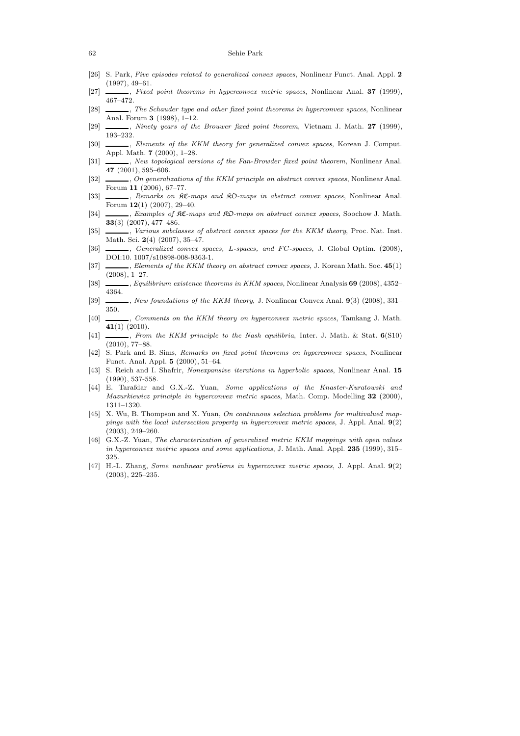[26] S. Park, *Five episodes related to generalized convex spaces*, Nonlinear Funct. Anal. Appl. **2** (1997), 49–61.

[27] ______, *Fixed point theorems in hyperconvex metric spaces*, Nonlinear Anal. **37** (1999), 467–472.

[28] ______, *The Schauder type and other fixed point theorems in hyperconvex spaces*, Nonlinear Anal. Forum **3** (1998), 1–12.

[29] ______, *Ninety years of the Brouwer fixed point theorem*, Vietnam J. Math. **27** (1999), 193–232.

[30] ______, *Elements of the KKM theory for generalized convex spaces*, Korean J. Comput. Appl. Math. **7** (2000), 1–28.

[31] ______, *New topological versions of the Fan-Browder fixed point theorem*, Nonlinear Anal. **47** (2001), 595–606.

[32] ______, *On generalizations of the KKM principle on abstract convex spaces*, Nonlinear Anal. Forum **11** (2006), 67–77.

[33] ______, *Remarks on $\mathfrak{KC}$-maps and $\mathfrak{KO}$-maps in abstract convex spaces*, Nonlinear Anal. Forum **12**(1) (2007), 29–40.

[34] ______, *Examples of $\mathfrak{KC}$-maps and $\mathfrak{KO}$-maps on abstract convex spaces*, Soochow J. Math. **33**(3) (2007), 477–486.

[35] ______, *Various subclasses of abstract convex spaces for the KKM theory*, Proc. Nat. Inst. Math. Sci. **2**(4) (2007), 35–47.

[36] ______, *Generalized convex spaces, L-spaces, and FC-spaces*, J. Global Optim. (2008), DOI:10. 1007/s10898-008-9363-1.

[37] ______, *Elements of the KKM theory on abstract convex spaces*, J. Korean Math. Soc. **45**(1) (2008), 1–27.

[38] ______, *Equilibrium existence theorems in KKM spaces*, Nonlinear Analysis **69** (2008), 4352–4364.

[39] ______, *New foundations of the KKM theory*, J. Nonlinear Convex Anal. **9**(3) (2008), 331–350.

[40] ______, *Comments on the KKM theory on hyperconvex metric spaces*, Tamkang J. Math. **41**(1) (2010).

[41] ______, *From the KKM principle to the Nash equilibria*, Inter. J. Math. & Stat. **6**(S10) (2010), 77–88.

[42] S. Park and B. Sims, *Remarks on fixed point theorems on hyperconvex spaces*, Nonlinear Funct. Anal. Appl. **5** (2000), 51–64.

[43] S. Reich and I. Shafrir, *Nonexpansive iterations in hyperbolic spaces*, Nonlinear Anal. **15** (1990), 537-558.

[44] E. Tarafdar and G.X.-Z. Yuan, *Some applications of the Knaster-Kuratowski and Mazurkiewicz principle in hyperconvex metric spaces*, Math. Comp. Modelling **32** (2000), 1311–1320.

[45] X. Wu, B. Thompson and X. Yuan, *On continuous selection problems for multivalued mappings with the local intersection property in hyperconvex metric spaces*, J. Appl. Anal. **9**(2) (2003), 249–260.

[46] G.X.-Z. Yuan, *The characterization of generalized metric KKM mappings with open values in hyperconvex metric spaces and some applications*, J. Math. Anal. Appl. **235** (1999), 315–325.

[47] H.-L. Zhang, *Some nonlinear problems in hyperconvex metric spaces*, J. Appl. Anal. **9**(2) (2003), 225–235.